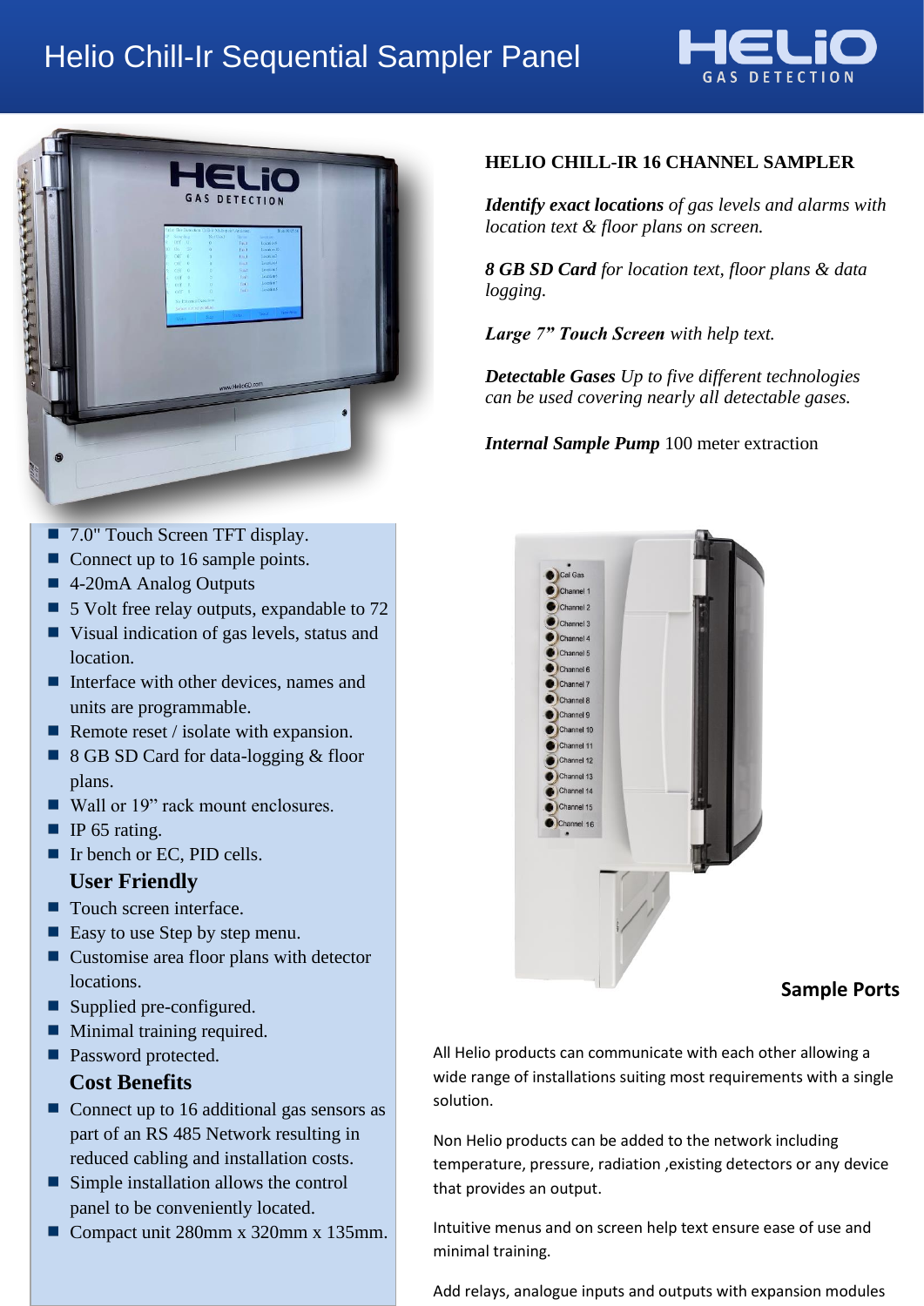# Helio Chill-Ir Sequential Sampler Panel

**HELIO CHILL-IR 16 CHANNEL SAMPLER**

***Identify exact locations*** *of gas levels and alarms with location text & floor plans on screen.*

***8 GB SD Card*** *for location text, floor plans & data logging.*

***Large 7" Touch Screen*** *with help text.*

***Detectable Gases*** *Up to five different technologies can be used covering nearly all detectable gases.*

***Internal Sample Pump*** 100 meter extraction

- 7.0" Touch Screen TFT display.
- Connect up to 16 sample points.
- 4-20mA Analog Outputs
- 5 Volt free relay outputs, expandable to 72
- Visual indication of gas levels, status and location.
- Interface with other devices, names and units are programmable.
- Remote reset / isolate with expansion.
- 8 GB SD Card for data-logging & floor plans.
- Wall or 19" rack mount enclosures.
- IP 65 rating.
- Ir bench or EC, PID cells.

### User Friendly

- Touch screen interface.
- Easy to use Step by step menu.
- Customise area floor plans with detector locations.
- Supplied pre-configured.
- Minimal training required.
- Password protected.

### Cost Benefits

- Connect up to 16 additional gas sensors as part of an RS 485 Network resulting in reduced cabling and installation costs.
- Simple installation allows the control panel to be conveniently located.
- Compact unit 280mm x 320mm x 135mm.

**Sample Ports**

All Helio products can communicate with each other allowing a wide range of installations suiting most requirements with a single solution.

Non Helio products can be added to the network including temperature, pressure, radiation ,existing detectors or any device that provides an output.

Intuitive menus and on screen help text ensure ease of use and minimal training.

Add relays, analogue inputs and outputs with expansion modules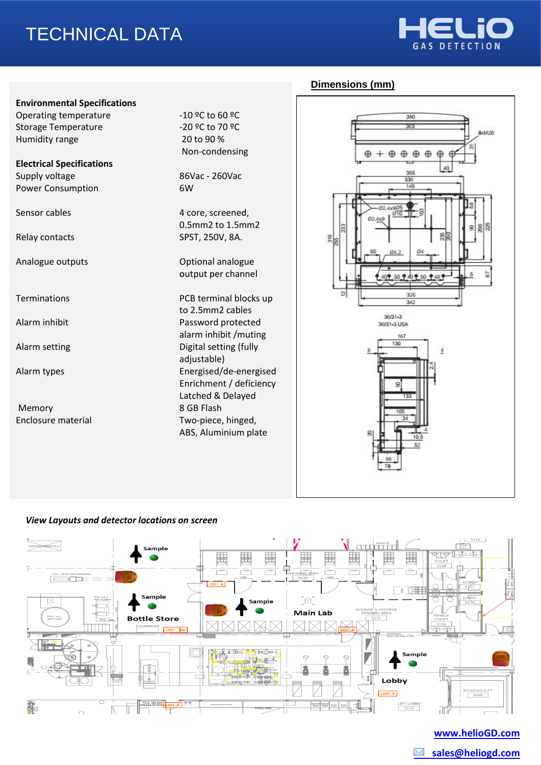# TECHNICAL DATA

**Environmental Specifications**

| | |
|---|---|
| Operating temperature | -10 ºC to 60 ºC |
| Storage Temperature | -20 ºC to 70 ºC |
| Humidity range | 20 to 90 % Non-condensing |

**Electrical Specifications**

| | |
|---|---|
| Supply voltage | 86Vac - 260Vac |
| Power Consumption | 6W |
| Sensor cables | 4 core, screened, 0.5mm2 to 1.5mm2 |
| Relay contacts | SPST, 250V, 8A. |
| Analogue outputs | Optional analogue output per channel |
| Terminations | PCB terminal blocks up to 2.5mm2 cables |
| Alarm inhibit | Password protected alarm inhibit /muting |
| Alarm setting | Digital setting (fully adjustable) |
| Alarm types | Energised/de-energised Enrichment / deficiency Latched & Delayed |
| Memory | 8 GB Flash |
| Enclosure material | Two-piece, hinged, ABS, Aluminium plate |

## Dimensions (mm)

390
363
8xM20
31
40
355
336
140
Ø2.4x9Ø5
Ø10
Ø2.4x9
103
58
90
206
225
316
255
233
235
260
50
Ø4.2
Ø4
40
50
40
50
40
5
67
12
326
342
36/31-3
36/31-3 USA
167
130
6
2.4
50
133
105
34
4
10.5
52
20
66
78

*View Layouts and detector locations on screen*

Sample
Sample
Bottle Store
Sample
Main Lab
Sample
Lobby

www.helioGD.com

sales@heliogd.com